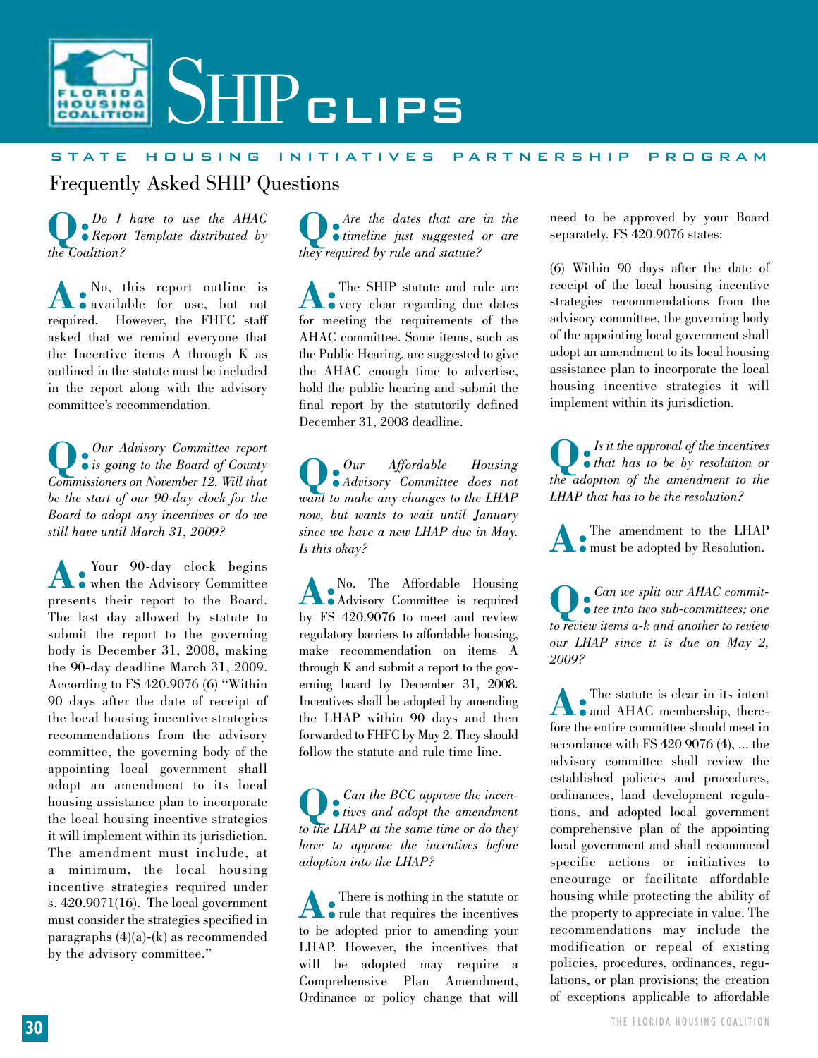# SHIP CLIPS

STATE HOUSING INITIATIVES PARTNERSHIP PROGRAM

## Frequently Asked SHIP Questions

**Q:** *Do I have to use the AHAC Report Template distributed by the Coalition?*

**A:** No, this report outline is available for use, but not required. However, the FHFC staff asked that we remind everyone that the Incentive items A through K as outlined in the statute must be included in the report along with the advisory committee's recommendation.

**Q:** *Our Advisory Committee report is going to the Board of County Commissioners on November 12. Will that be the start of our 90-day clock for the Board to adopt any incentives or do we still have until March 31, 2009?*

**A:** Your 90-day clock begins when the Advisory Committee presents their report to the Board. The last day allowed by statute to submit the report to the governing body is December 31, 2008, making the 90-day deadline March 31, 2009. According to FS 420.9076 (6) "Within 90 days after the date of receipt of the local housing incentive strategies recommendations from the advisory committee, the governing body of the appointing local government shall adopt an amendment to its local housing assistance plan to incorporate the local housing incentive strategies it will implement within its jurisdiction. The amendment must include, at a minimum, the local housing incentive strategies required under s. 420.9071(16). The local government must consider the strategies specified in paragraphs (4)(a)-(k) as recommended by the advisory committee."

**Q:** *Are the dates that are in the timeline just suggested or are they required by rule and statute?*

**A:** The SHIP statute and rule are very clear regarding due dates for meeting the requirements of the AHAC committee. Some items, such as the Public Hearing, are suggested to give the AHAC enough time to advertise, hold the public hearing and submit the final report by the statutorily defined December 31, 2008 deadline.

**Q:** *Our Affordable Housing Advisory Committee does not want to make any changes to the LHAP now, but wants to wait until January since we have a new LHAP due in May. Is this okay?*

**A:** No. The Affordable Housing Advisory Committee is required by FS 420.9076 to meet and review regulatory barriers to affordable housing, make recommendation on items A through K and submit a report to the governing board by December 31, 2008. Incentives shall be adopted by amending the LHAP within 90 days and then forwarded to FHFC by May 2. They should follow the statute and rule time line.

**Q:** *Can the BCC approve the incentives and adopt the amendment to the LHAP at the same time or do they have to approve the incentives before adoption into the LHAP?*

**A:** There is nothing in the statute or rule that requires the incentives to be adopted prior to amending your LHAP. However, the incentives that will be adopted may require a Comprehensive Plan Amendment, Ordinance or policy change that will need to be approved by your Board separately. FS 420.9076 states:

(6) Within 90 days after the date of receipt of the local housing incentive strategies recommendations from the advisory committee, the governing body of the appointing local government shall adopt an amendment to its local housing assistance plan to incorporate the local housing incentive strategies it will implement within its jurisdiction.

**Q:** *Is it the approval of the incentives that has to be by resolution or the adoption of the amendment to the LHAP that has to be the resolution?*

**A:** The amendment to the LHAP must be adopted by Resolution.

**Q:** *Can we split our AHAC committee into two sub-committees; one to review items a-k and another to review our LHAP since it is due on May 2, 2009?*

**A:** The statute is clear in its intent and AHAC membership, therefore the entire committee should meet in accordance with FS 420 9076 (4), ... the advisory committee shall review the established policies and procedures, ordinances, land development regulations, and adopted local government comprehensive plan of the appointing local government and shall recommend specific actions or initiatives to encourage or facilitate affordable housing while protecting the ability of the property to appreciate in value. The recommendations may include the modification or repeal of existing policies, procedures, ordinances, regulations, or plan provisions; the creation of exceptions applicable to affordable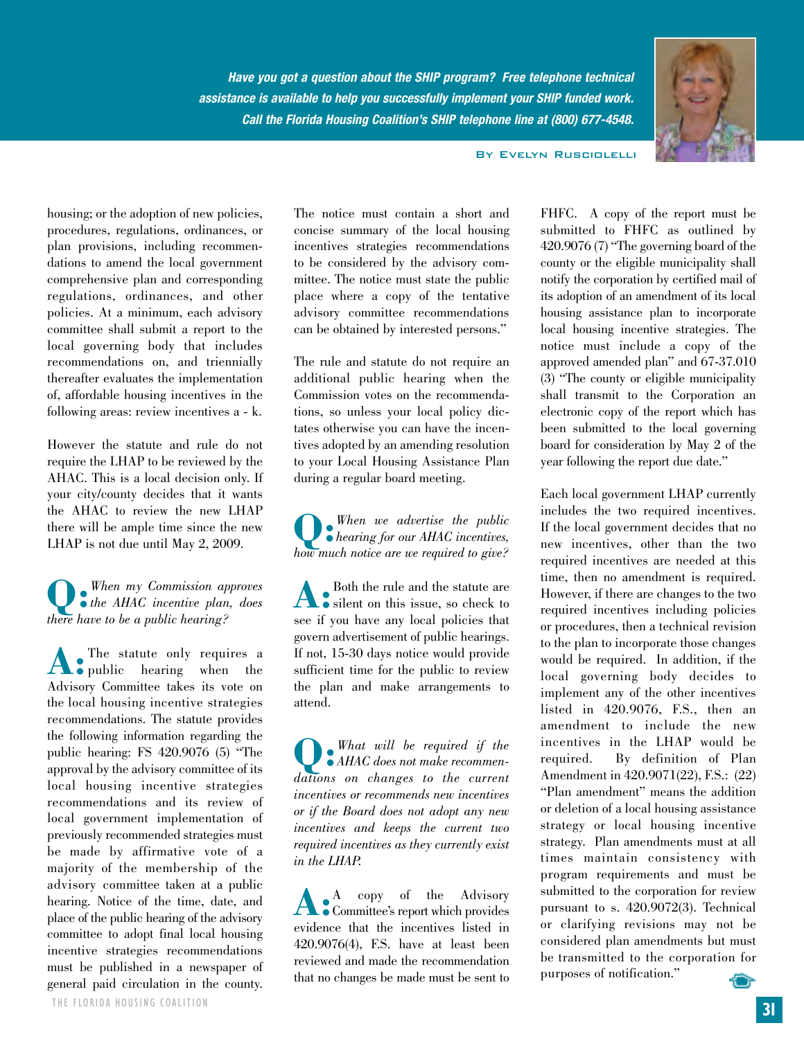*Have you got a question about the SHIP program? Free telephone technical assistance is available to help you successfully implement your SHIP funded work. Call the Florida Housing Coalition's SHIP telephone line at (800) 677-4548.*

By Evelyn Rusciolelli

housing; or the adoption of new policies, procedures, regulations, ordinances, or plan provisions, including recommendations to amend the local government comprehensive plan and corresponding regulations, ordinances, and other policies. At a minimum, each advisory committee shall submit a report to the local governing body that includes recommendations on, and triennially thereafter evaluates the implementation of, affordable housing incentives in the following areas: review incentives a - k.

However the statute and rule do not require the LHAP to be reviewed by the AHAC. This is a local decision only. If your city/county decides that it wants the AHAC to review the new LHAP there will be ample time since the new LHAP is not due until May 2, 2009.

**Q:** *When my Commission approves the AHAC incentive plan, does there have to be a public hearing?*

**A:** The statute only requires a public hearing when the Advisory Committee takes its vote on the local housing incentive strategies recommendations. The statute provides the following information regarding the public hearing: FS 420.9076 (5) "The approval by the advisory committee of its local housing incentive strategies recommendations and its review of local government implementation of previously recommended strategies must be made by affirmative vote of a majority of the membership of the advisory committee taken at a public hearing. Notice of the time, date, and place of the public hearing of the advisory committee to adopt final local housing incentive strategies recommendations must be published in a newspaper of general paid circulation in the county. The notice must contain a short and concise summary of the local housing incentives strategies recommendations to be considered by the advisory committee. The notice must state the public place where a copy of the tentative advisory committee recommendations can be obtained by interested persons."

The rule and statute do not require an additional public hearing when the Commission votes on the recommendations, so unless your local policy dictates otherwise you can have the incentives adopted by an amending resolution to your Local Housing Assistance Plan during a regular board meeting.

**Q:** *When we advertise the public hearing for our AHAC incentives, how much notice are we required to give?*

**A:** Both the rule and the statute are silent on this issue, so check to see if you have any local policies that govern advertisement of public hearings. If not, 15-30 days notice would provide sufficient time for the public to review the plan and make arrangements to attend.

**Q:** *What will be required if the AHAC does not make recommendations on changes to the current incentives or recommends new incentives or if the Board does not adopt any new incentives and keeps the current two required incentives as they currently exist in the LHAP.*

**A:** A copy of the Advisory Committee's report which provides evidence that the incentives listed in 420.9076(4), F.S. have at least been reviewed and made the recommendation that no changes be made must be sent to FHFC. A copy of the report must be submitted to FHFC as outlined by 420.9076 (7) "The governing board of the county or the eligible municipality shall notify the corporation by certified mail of its adoption of an amendment of its local housing assistance plan to incorporate local housing incentive strategies. The notice must include a copy of the approved amended plan" and 67-37.010 (3) "The county or eligible municipality shall transmit to the Corporation an electronic copy of the report which has been submitted to the local governing board for consideration by May 2 of the year following the report due date."

Each local government LHAP currently includes the two required incentives. If the local government decides that no new incentives, other than the two required incentives are needed at this time, then no amendment is required. However, if there are changes to the two required incentives including policies or procedures, then a technical revision to the plan to incorporate those changes would be required. In addition, if the local governing body decides to implement any of the other incentives listed in 420.9076, F.S., then an amendment to include the new incentives in the LHAP would be required. By definition of Plan Amendment in 420.9071(22), F.S.: (22) "Plan amendment" means the addition or deletion of a local housing assistance strategy or local housing incentive strategy. Plan amendments must at all times maintain consistency with program requirements and must be submitted to the corporation for review pursuant to s. 420.9072(3). Technical or clarifying revisions may not be considered plan amendments but must be transmitted to the corporation for purposes of notification."